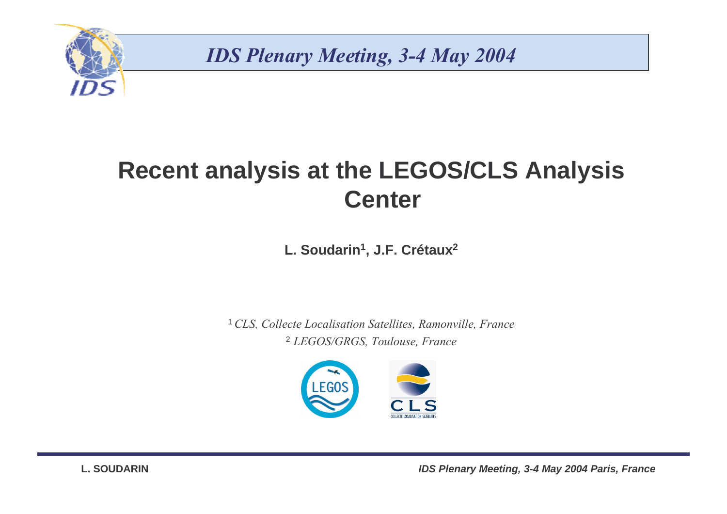# Recent analysis at the LEGOS/CLS Analysis Center

**L. Soudarin[1], J.F. Crétaux[2]**

[1] *CLS, Collecte Localisation Satellites, Ramonville, France*
[2] *LEGOS/GRGS, Toulouse, France*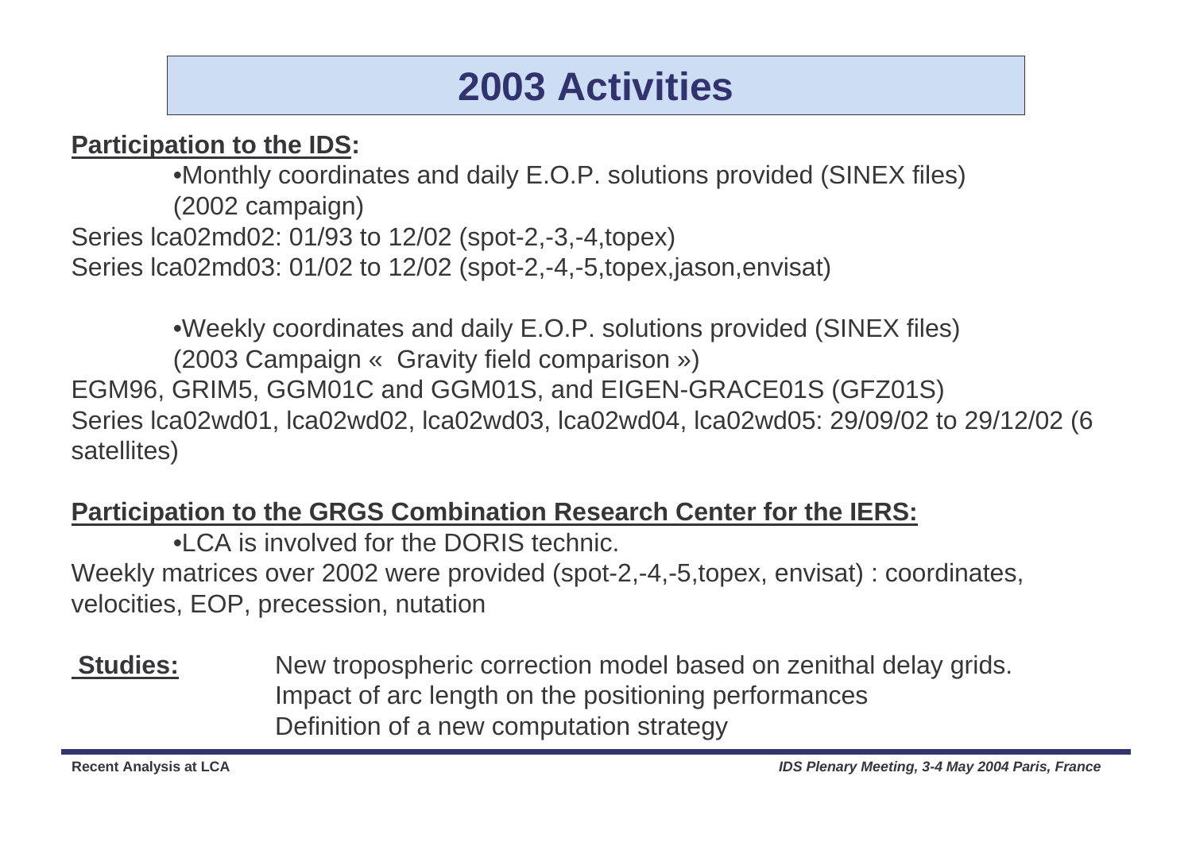# 2003 Activities

**Participation to the IDS:**

- Monthly coordinates and daily E.O.P. solutions provided (SINEX files) (2002 campaign)

Series lca02md02: 01/93 to 12/02 (spot-2,-3,-4,topex)
Series lca02md03: 01/02 to 12/02 (spot-2,-4,-5,topex,jason,envisat)

- Weekly coordinates and daily E.O.P. solutions provided (SINEX files) (2003 Campaign « Gravity field comparison »)

EGM96, GRIM5, GGM01C and GGM01S, and EIGEN-GRACE01S (GFZ01S)
Series lca02wd01, lca02wd02, lca02wd03, lca02wd04, lca02wd05: 29/09/02 to 29/12/02 (6 satellites)

**Participation to the GRGS Combination Research Center for the IERS:**

- LCA is involved for the DORIS technic.

Weekly matrices over 2002 were provided (spot-2,-4,-5,topex, envisat) : coordinates, velocities, EOP, precession, nutation

**Studies:**
New tropospheric correction model based on zenithal delay grids.
Impact of arc length on the positioning performances
Definition of a new computation strategy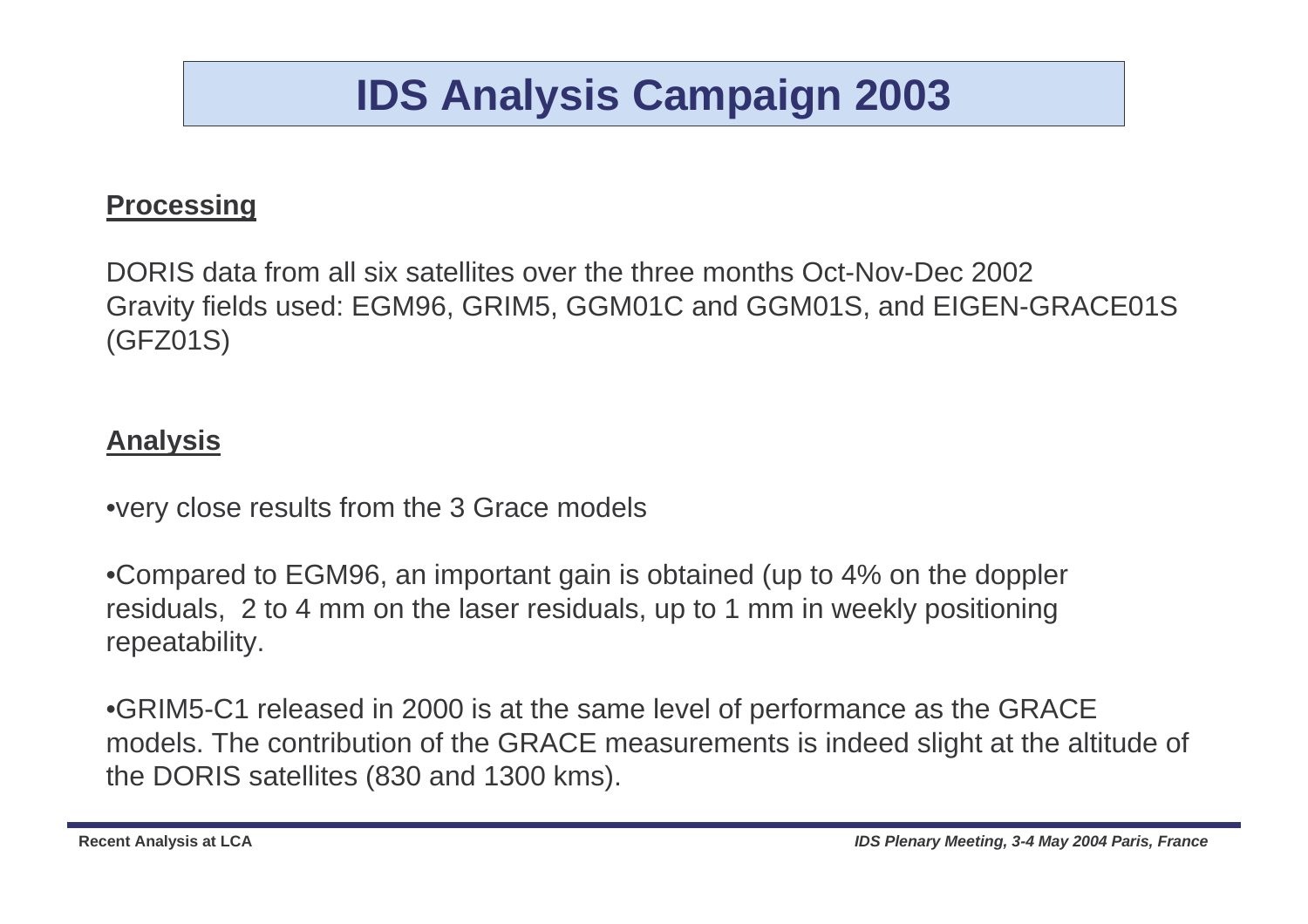# IDS Analysis Campaign 2003

**Processing**

DORIS data from all six satellites over the three months Oct-Nov-Dec 2002
Gravity fields used: EGM96, GRIM5, GGM01C and GGM01S, and EIGEN-GRACE01S (GFZ01S)

**Analysis**

•very close results from the 3 Grace models

•Compared to EGM96, an important gain is obtained (up to 4% on the doppler residuals, 2 to 4 mm on the laser residuals, up to 1 mm in weekly positioning repeatability.

•GRIM5-C1 released in 2000 is at the same level of performance as the GRACE models. The contribution of the GRACE measurements is indeed slight at the altitude of the DORIS satellites (830 and 1300 kms).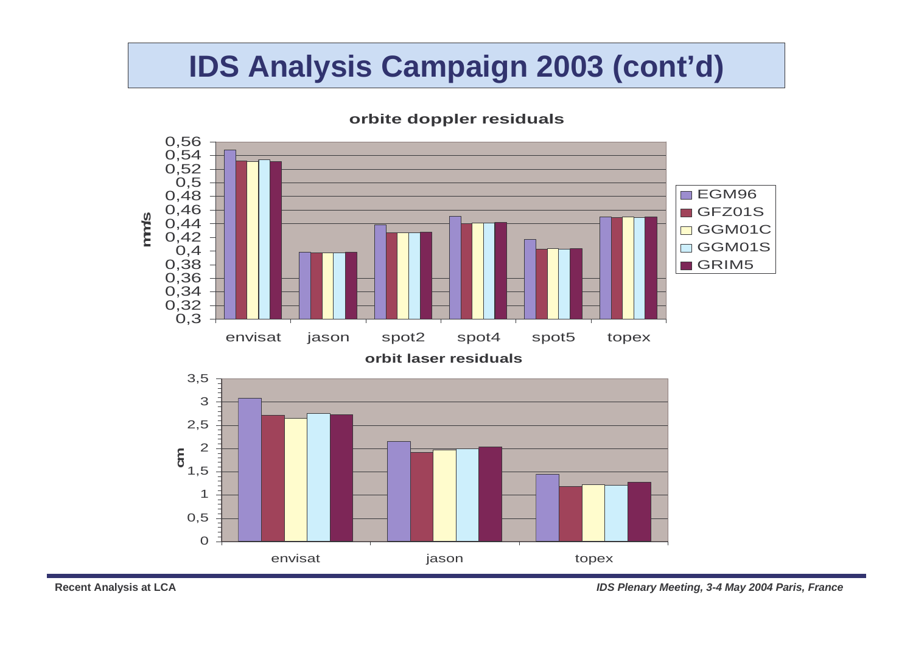# IDS Analysis Campaign 2003 (cont'd)

orbite doppler residuals

mm/s

0,56
0,54
0,52
0,5
0,48
0,46
0,44
0,42
0,4
0,38
0,36
0,34
0,32
0,3

envisat jason spot2 spot4 spot5 topex

EGM96
GFZ01S
GGM01C
GGM01S
GRIM5

orbit laser residuals

cm

3,5
3
2,5
2
1,5
1
0,5
0

envisat jason topex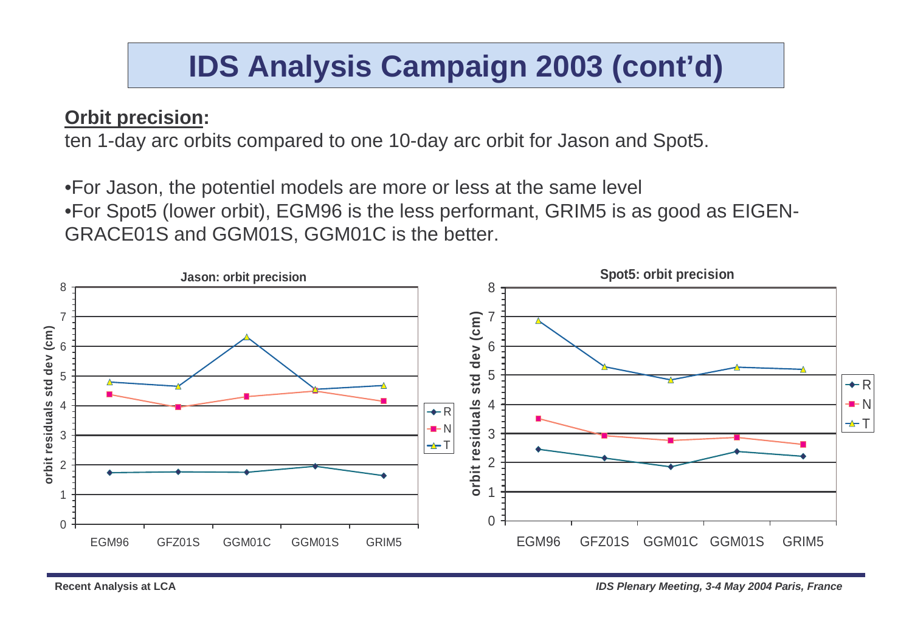# IDS Analysis Campaign 2003 (cont'd)

**Orbit precision:**
ten 1-day arc orbits compared to one 10-day arc orbit for Jason and Spot5.

- For Jason, the potentiel models are more or less at the same level
- For Spot5 (lower orbit), EGM96 is the less performant, GRIM5 is as good as EIGEN-GRACE01S and GGM01S, GGM01C is the better.

**Jason: orbit precision**

| orbit residuals std dev (cm) | EGM96 | GFZ01S | GGM01C | GGM01S | GRIM5 |
| --- | --- | --- | --- | --- | --- |
| R | 1.75 | 1.77 | 1.76 | 1.96 | 1.64 |
| N | 4.4 | 3.97 | 4.32 | 4.52 | 4.16 |
| T | 4.8 | 4.67 | 6.33 | 4.56 | 4.69 |

**Spot5: orbit precision**

| orbit residuals std dev (cm) | EGM96 | GFZ01S | GGM01C | GGM01S | GRIM5 |
| --- | --- | --- | --- | --- | --- |
| R | 2.47 | 2.17 | 1.87 | 2.4 | 2.23 |
| N | 3.52 | 2.93 | 2.78 | 2.88 | 2.64 |
| T | 6.88 | 5.29 | 4.84 | 5.28 | 5.2 |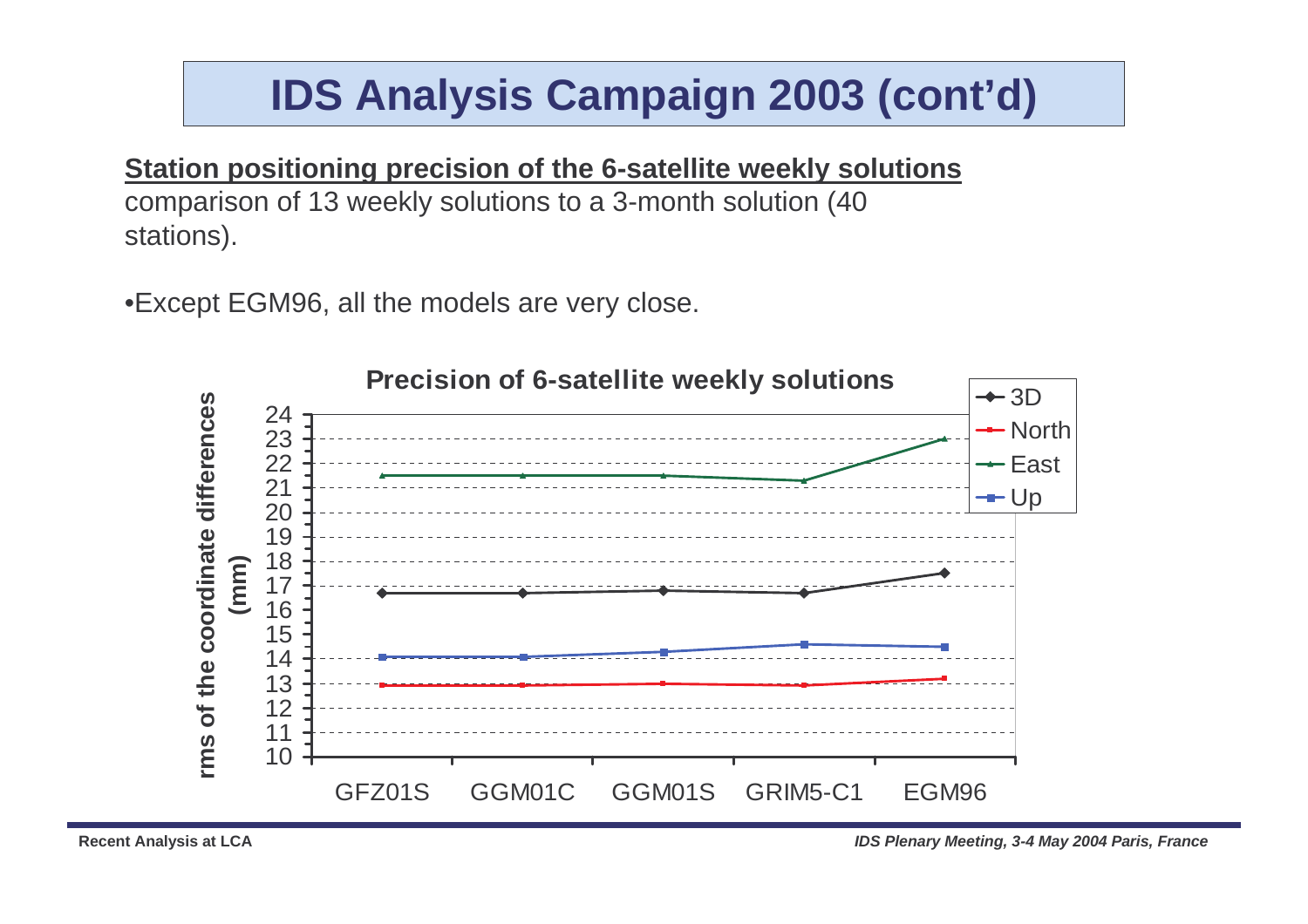# IDS Analysis Campaign 2003 (cont'd)

**Station positioning precision of the 6-satellite weekly solutions**

comparison of 13 weekly solutions to a 3-month solution (40 stations).

- Except EGM96, all the models are very close.

Precision of 6-satellite weekly solutions

rms of the coordinate differences (mm)

24
23
22
21
20
19
18
17
16
15
14
13
12
11
10

GFZ01S GGM01C GGM01S GRIM5-C1 EGM96

3D
North
East
Up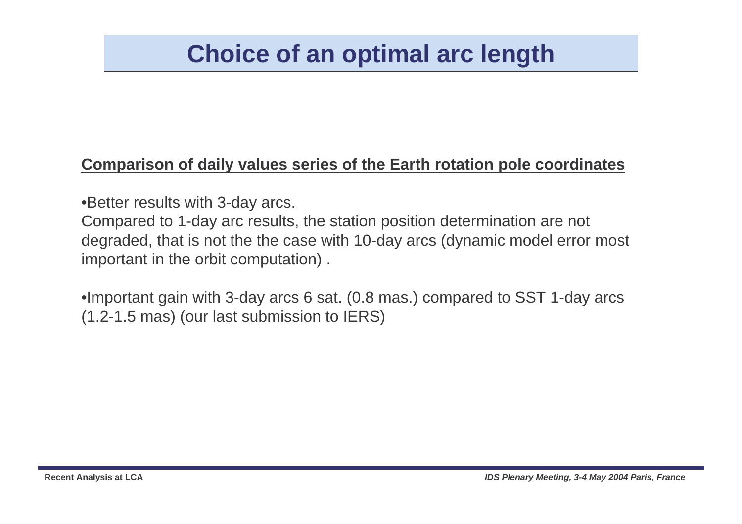# Choice of an optimal arc length

**Comparison of daily values series of the Earth rotation pole coordinates**

•Better results with 3-day arcs.
Compared to 1-day arc results, the station position determination are not degraded, that is not the the case with 10-day arcs (dynamic model error most important in the orbit computation) .

•Important gain with 3-day arcs 6 sat. (0.8 mas.) compared to SST 1-day arcs (1.2-1.5 mas) (our last submission to IERS)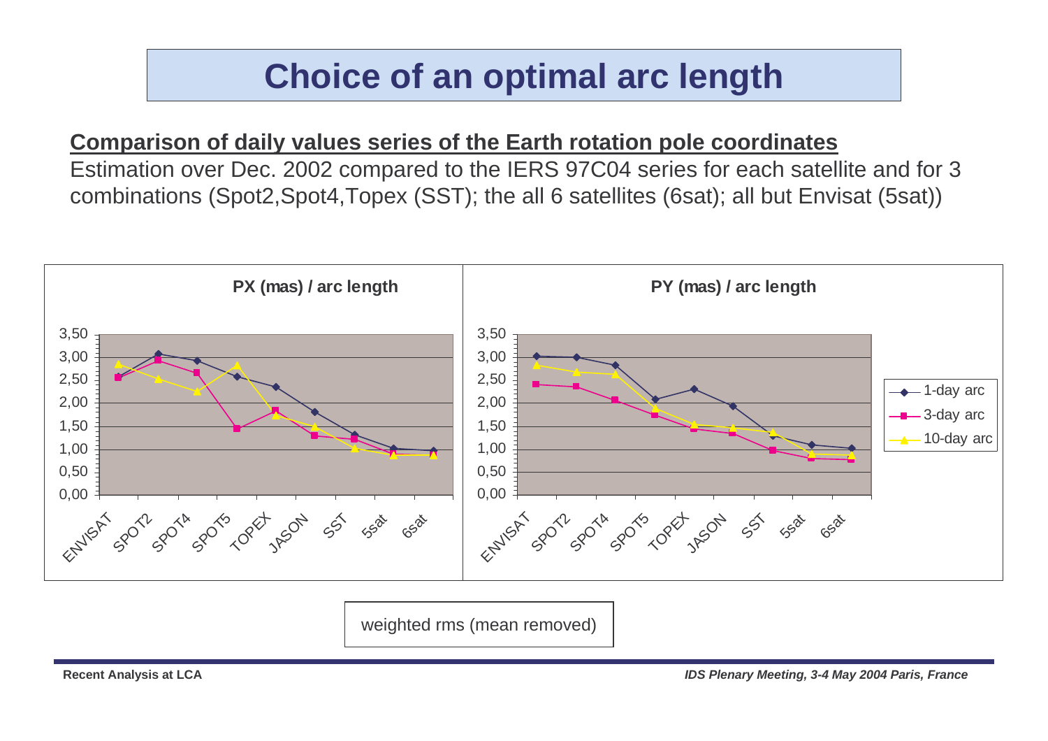# Choice of an optimal arc length

**Comparison of daily values series of the Earth rotation pole coordinates**

Estimation over Dec. 2002 compared to the IERS 97C04 series for each satellite and for 3 combinations (Spot2,Spot4,Topex (SST); the all 6 satellites (6sat); all but Envisat (5sat))

**PX (mas) / arc length**

3,50
3,00
2,50
2,00
1,50
1,00
0,50
0,00

ENVISAT SPOT2 SPOT4 SPOT5 TOPEX JASON SST 5sat 6sat

**PY (mas) / arc length**

3,50
3,00
2,50
2,00
1,50
1,00
0,50
0,00

ENVISAT SPOT2 SPOT4 SPOT5 TOPEX JASON SST 5sat 6sat

1-day arc
3-day arc
10-day arc

weighted rms (mean removed)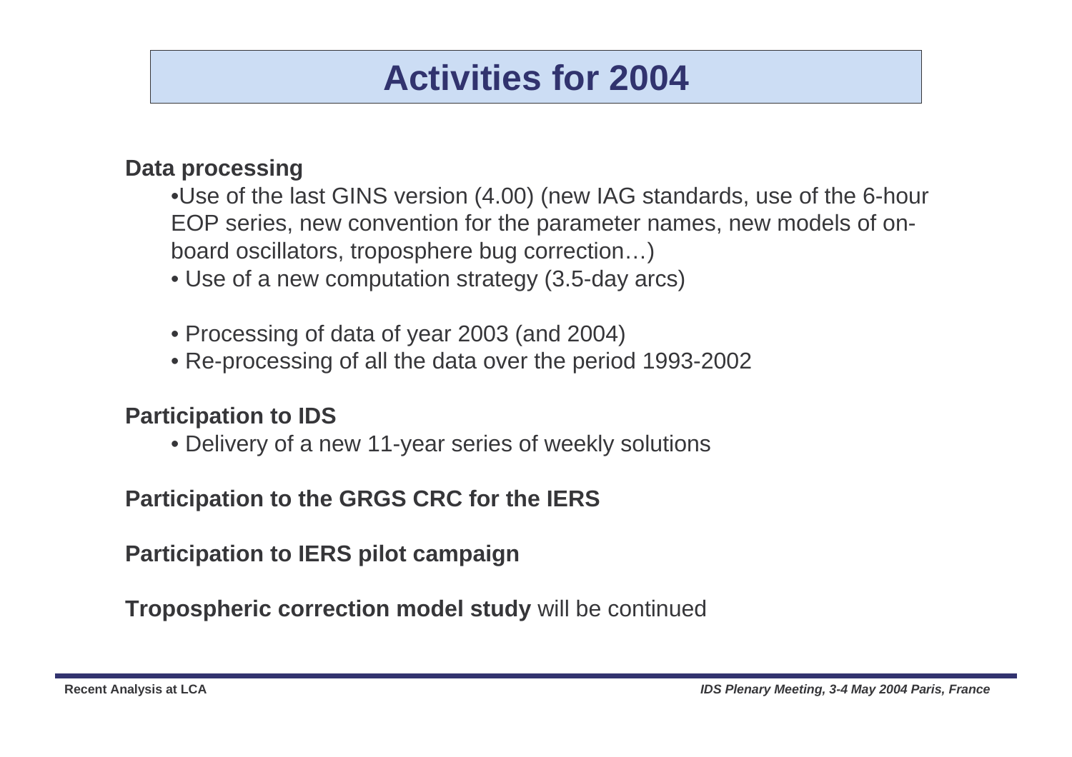# Activities for 2004

**Data processing**

- Use of the last GINS version (4.00) (new IAG standards, use of the 6-hour EOP series, new convention for the parameter names, new models of on-board oscillators, troposphere bug correction…)
- Use of a new computation strategy (3.5-day arcs)

- Processing of data of year 2003 (and 2004)
- Re-processing of all the data over the period 1993-2002

**Participation to IDS**

- Delivery of a new 11-year series of weekly solutions

**Participation to the GRGS CRC for the IERS**

**Participation to IERS pilot campaign**

**Tropospheric correction model study** will be continued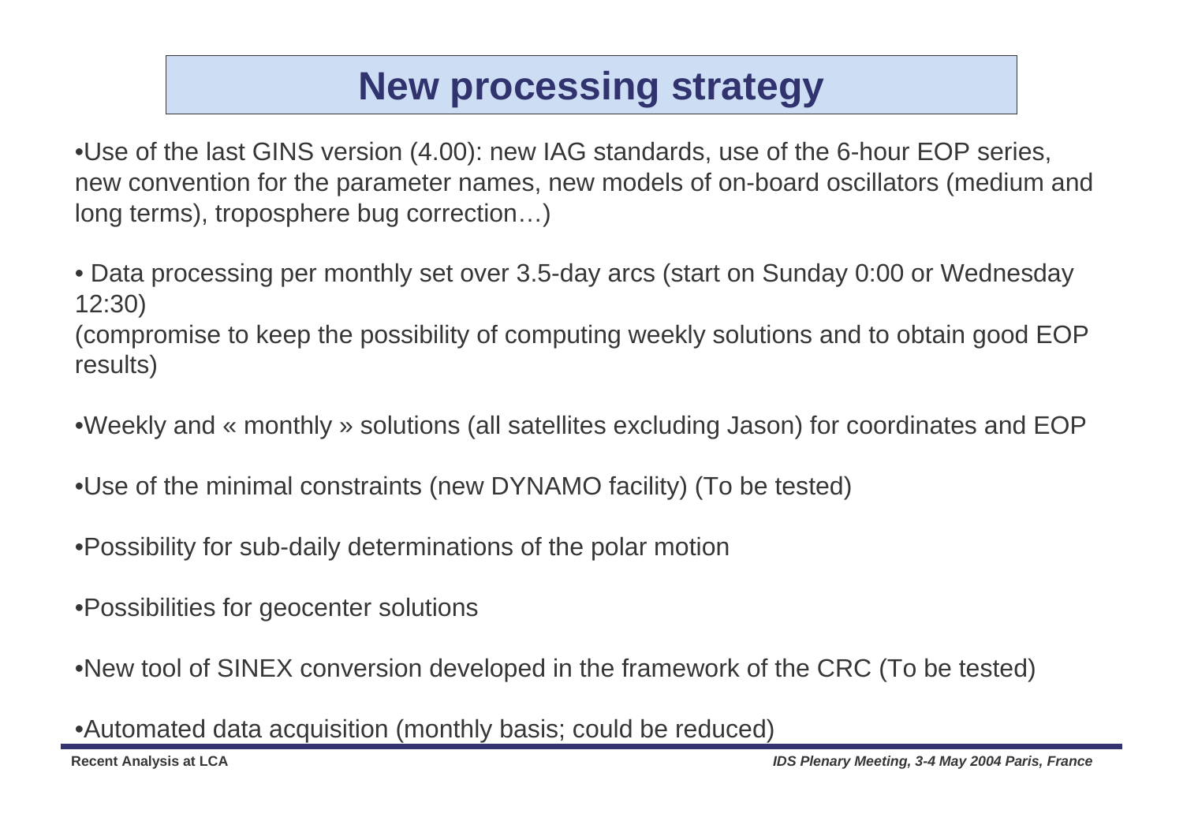# New processing strategy

- Use of the last GINS version (4.00): new IAG standards, use of the 6-hour EOP series, new convention for the parameter names, new models of on-board oscillators (medium and long terms), troposphere bug correction…)

- Data processing per monthly set over 3.5-day arcs (start on Sunday 0:00 or Wednesday 12:30)
  (compromise to keep the possibility of computing weekly solutions and to obtain good EOP results)

- Weekly and « monthly » solutions (all satellites excluding Jason) for coordinates and EOP

- Use of the minimal constraints (new DYNAMO facility) (To be tested)

- Possibility for sub-daily determinations of the polar motion

- Possibilities for geocenter solutions

- New tool of SINEX conversion developed in the framework of the CRC (To be tested)

- Automated data acquisition (monthly basis; could be reduced)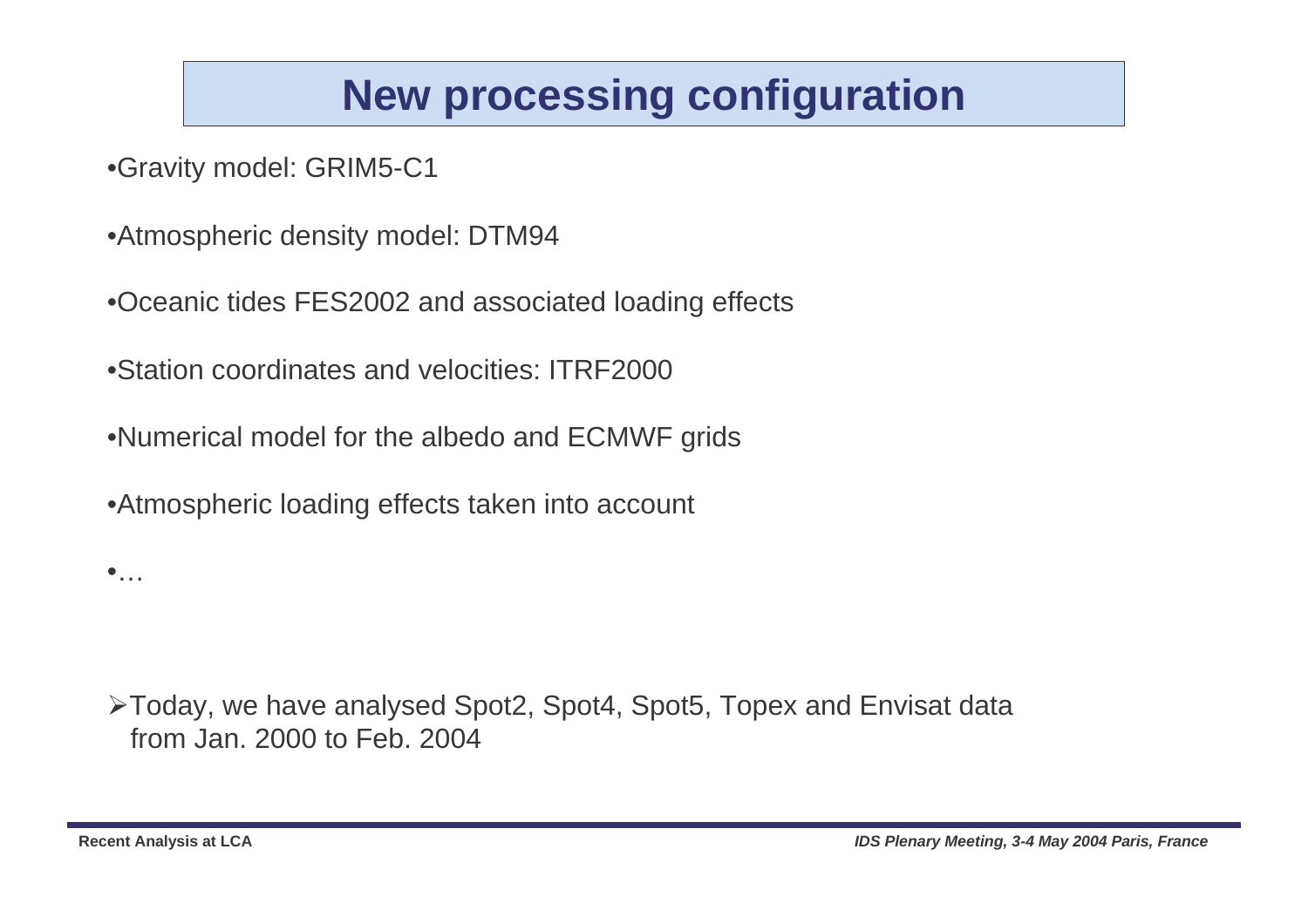# New processing configuration

- Gravity model: GRIM5-C1
- Atmospheric density model: DTM94
- Oceanic tides FES2002 and associated loading effects
- Station coordinates and velocities: ITRF2000
- Numerical model for the albedo and ECMWF grids
- Atmospheric loading effects taken into account
- …

➢ Today, we have analysed Spot2, Spot4, Spot5, Topex and Envisat data from Jan. 2000 to Feb. 2004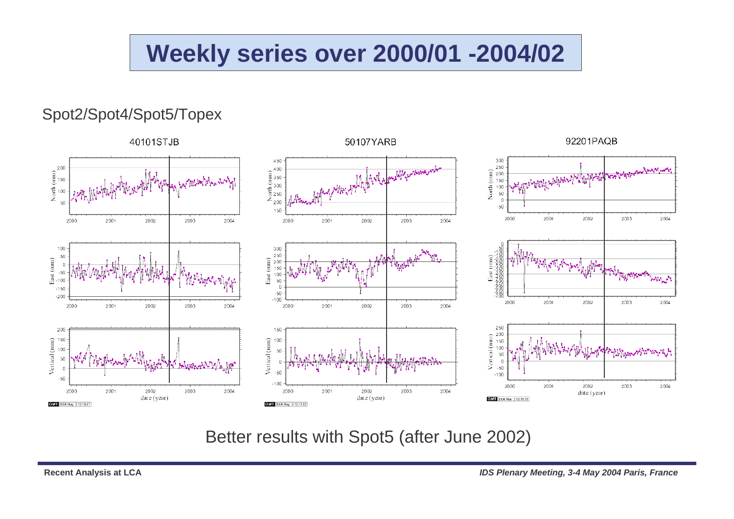# Weekly series over 2000/01 -2004/02

Spot2/Spot4/Spot5/Topex

40101STJB

50107YARB

92201PAQB

North (mm)

East (mm)

Vertical (mm)

date (year)

Better results with Spot5 (after June 2002)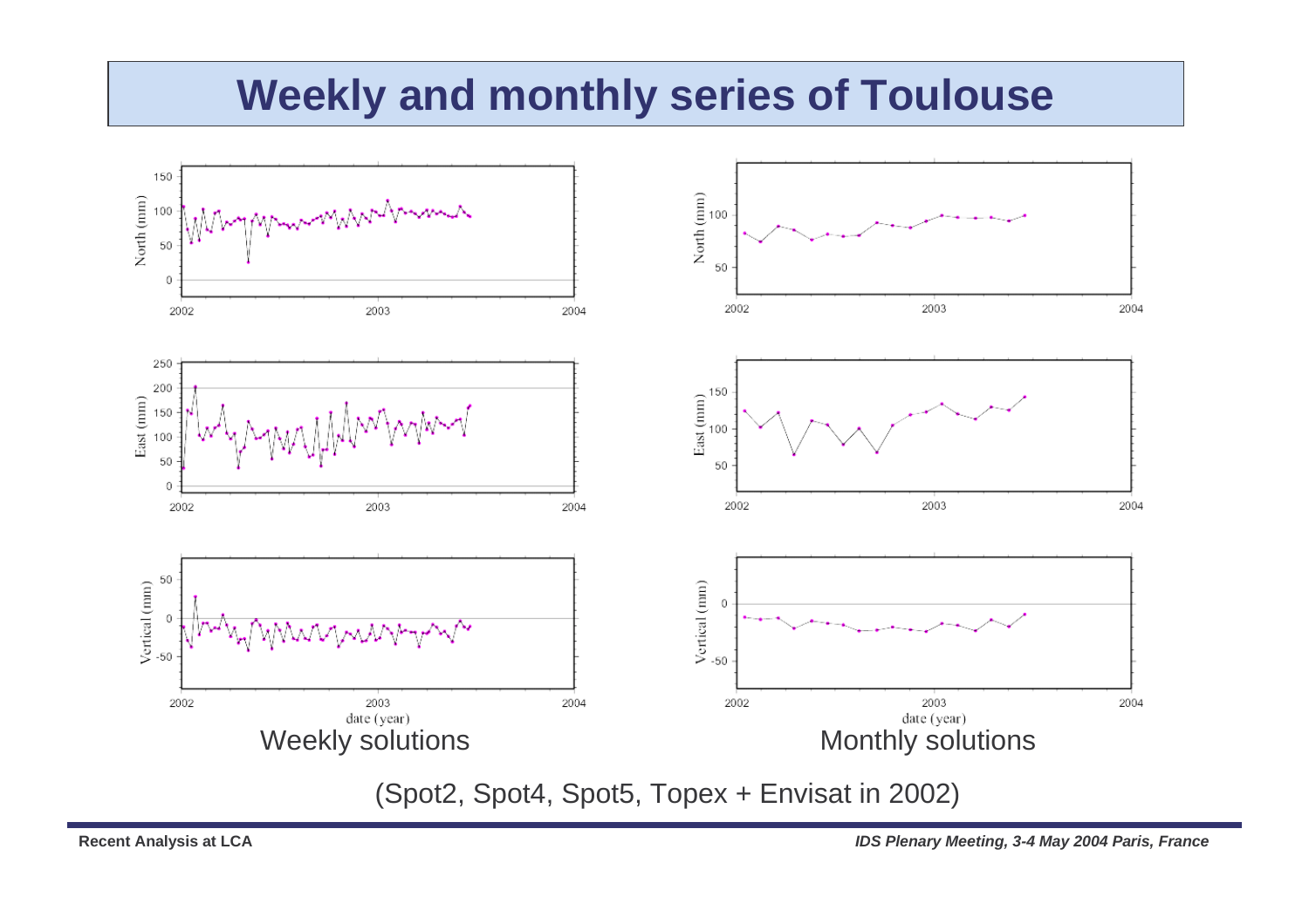# Weekly and monthly series of Toulouse

North (mm)
150
100
50
0
2002
2003
2004

North (mm)
100
50
2002
2003
2004

East (mm)
250
200
150
100
50
0
2002
2003
2004

East (mm)
150
100
50
2002
2003
2004

Vertical (mm)
50
0
-50
2002
2003
2004
date (year)

Vertical (mm)
0
-50
2002
2003
2004
date (year)

Weekly solutions

Monthly solutions

(Spot2, Spot4, Spot5, Topex + Envisat in 2002)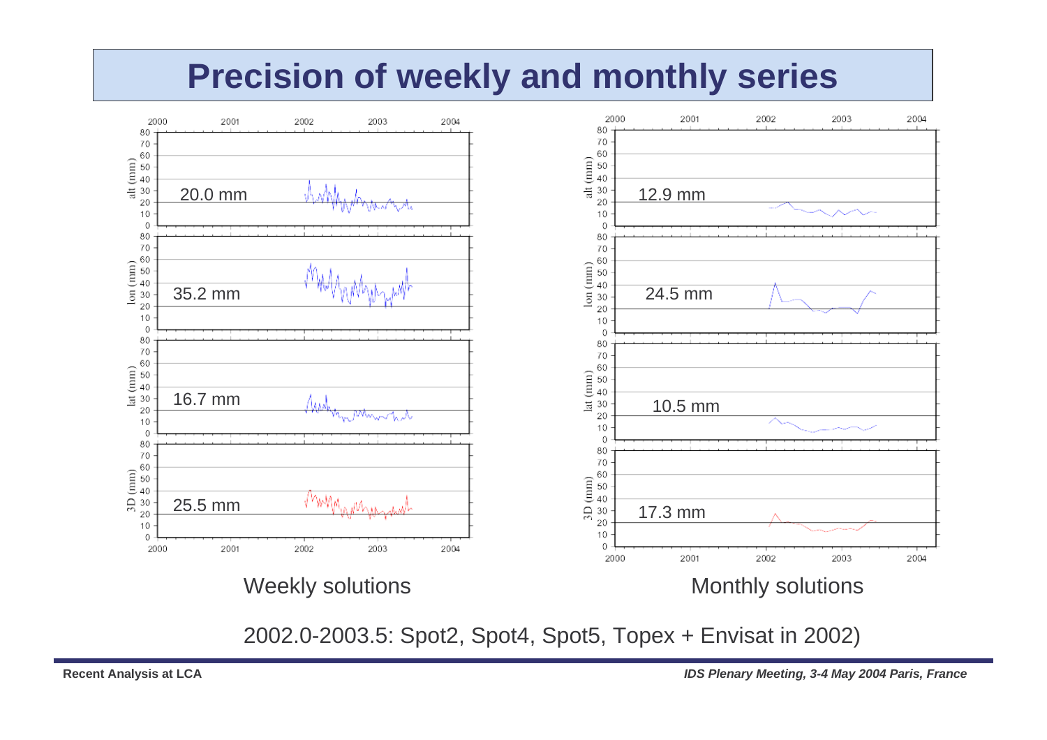# Precision of weekly and monthly series

2000 2001 2002 2003 2004

alt (mm)

20.0 mm

lon (mm)

35.2 mm

lat (mm)

16.7 mm

3D (mm)

25.5 mm

Weekly solutions

alt (mm)

12.9 mm

lon (mm)

24.5 mm

lat (mm)

10.5 mm

3D (mm)

17.3 mm

Monthly solutions

2002.0-2003.5: Spot2, Spot4, Spot5, Topex + Envisat in 2002)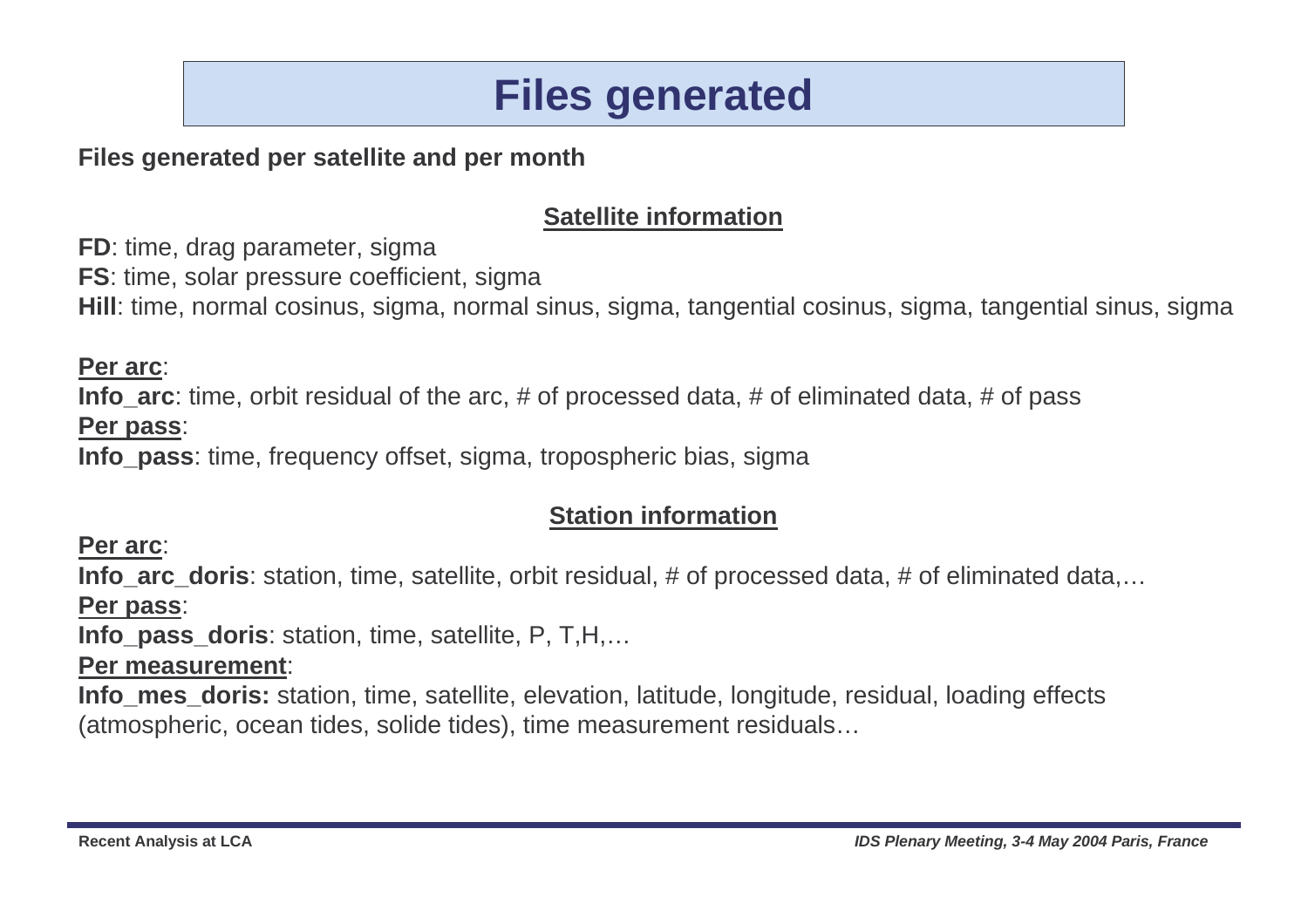# Files generated

**Files generated per satellite and per month**

## Satellite information

**FD**: time, drag parameter, sigma

**FS**: time, solar pressure coefficient, sigma

**Hill**: time, normal cosinus, sigma, normal sinus, sigma, tangential cosinus, sigma, tangential sinus, sigma

**Per arc**:

**Info_arc**: time, orbit residual of the arc, # of processed data, # of eliminated data, # of pass

**Per pass**:

**Info_pass**: time, frequency offset, sigma, tropospheric bias, sigma

## Station information

**Per arc**:

**Info_arc_doris**: station, time, satellite, orbit residual, # of processed data, # of eliminated data,…

**Per pass**:

**Info_pass_doris**: station, time, satellite, P, T,H,…

**Per measurement**:

**Info_mes_doris:** station, time, satellite, elevation, latitude, longitude, residual, loading effects (atmospheric, ocean tides, solide tides), time measurement residuals…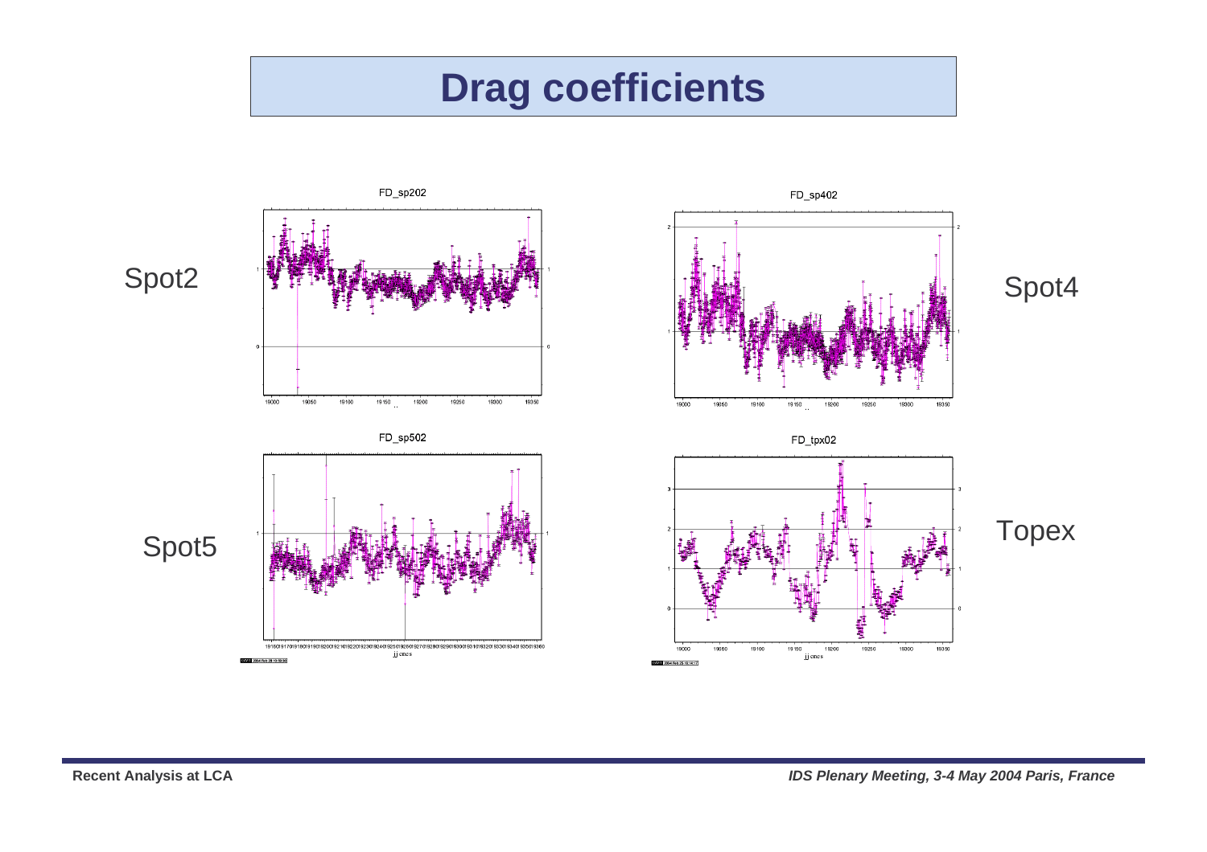# Drag coefficients

Spot2

FD_sp202

1

0

19000 19050 19100 19150 19200 19250 19300 19350

Spot4

FD_sp402

2

1

19000 19050 19100 19150 19200 19250 19300 19350

Spot5

FD_sp502

1

19160 19170 19180 19190 19200 19210 19220 19230 19240 19250 19260 19270 19280 19290 19300 19310 19320 19330 19340 19350 19360

jj cnes

Topex

FD_tpx02

3

2

1

0

19000 19050 19100 19150 19200 19250 19300 19350

jj cnes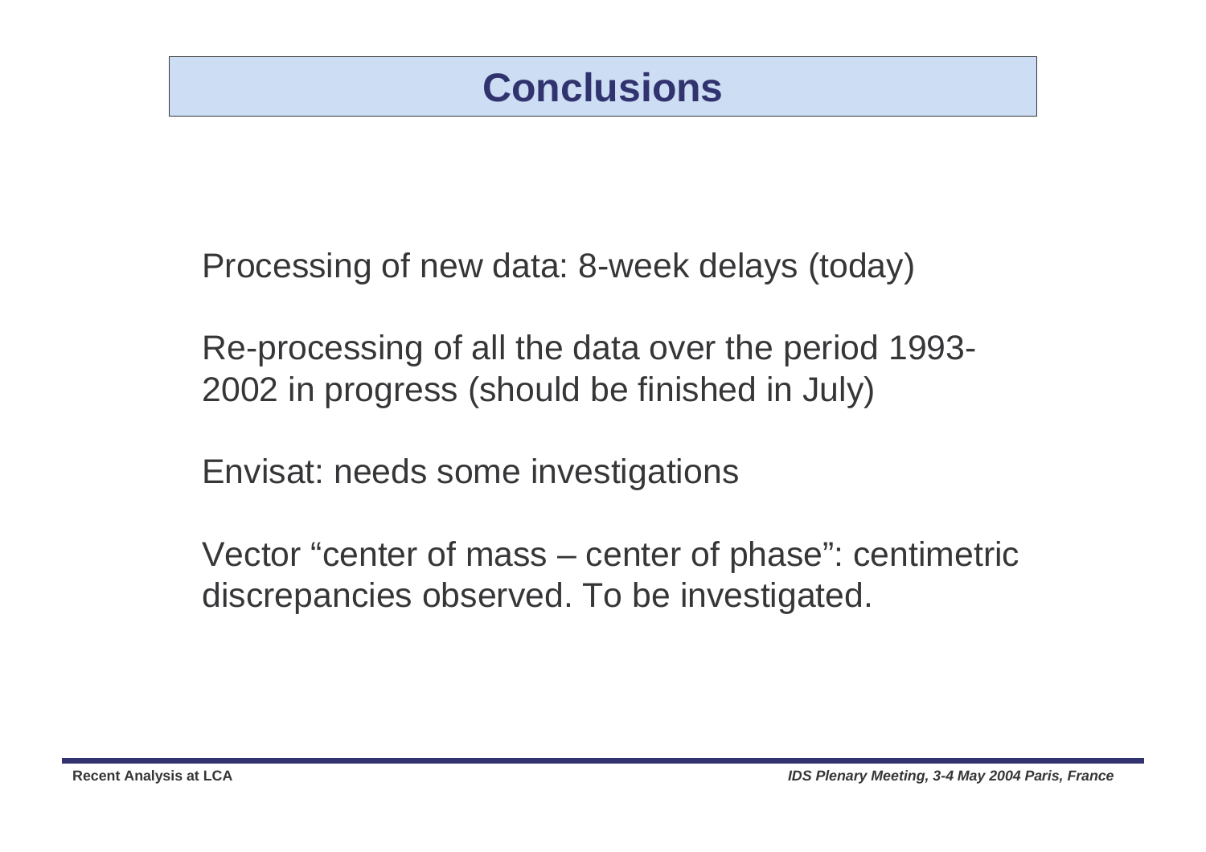# Conclusions

Processing of new data: 8-week delays (today)

Re-processing of all the data over the period 1993-2002 in progress (should be finished in July)

Envisat: needs some investigations

Vector “center of mass – center of phase”: centimetric discrepancies observed. To be investigated.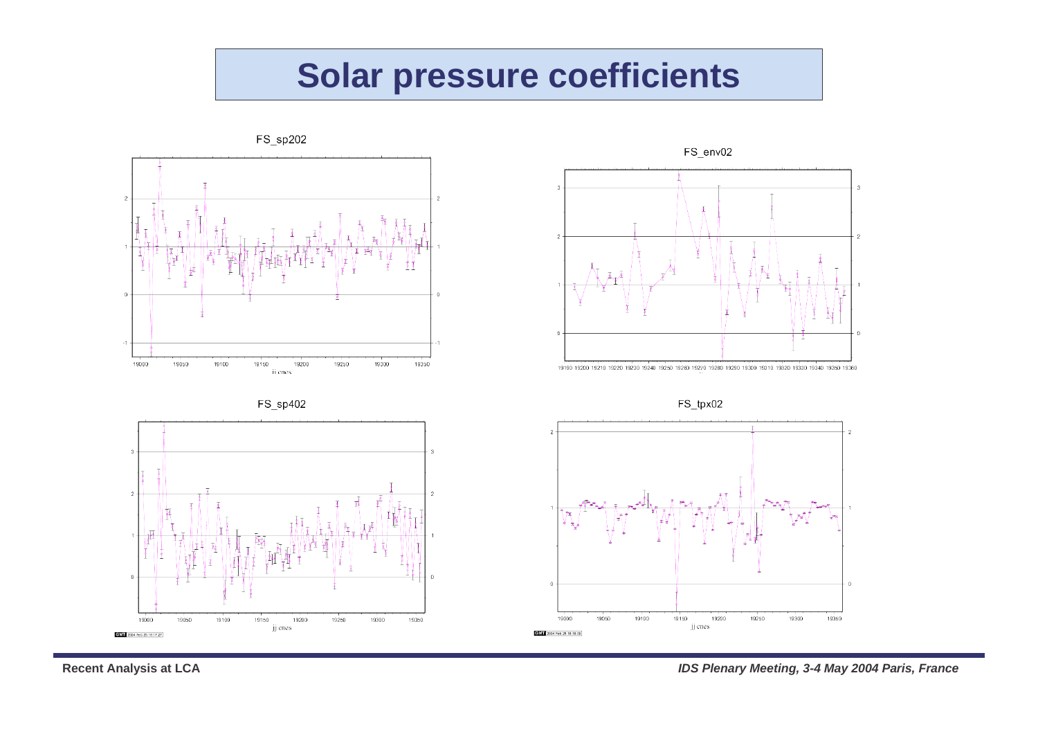# Solar pressure coefficients

FS_sp202

2
1
0
-1
19000 19050 19100 19150 19200 19250 19300 19350
jj cnes

FS_env02

3
2
1
0
19190 19200 19210 19220 19230 19240 19250 19260 19270 19280 19290 19300 19310 19320 19330 19340 19350 19360

FS_sp402

3
2
1
0
19000 19050 19100 19150 19200 19250 19300 19350
jj cnes

GMT 2004 Feb 25 10:17:27

FS_tpx02

2
1
0
19000 19050 19100 19150 19200 19250 19300 19350
jj cnes

GMT 2004 Feb 25 10:18:09